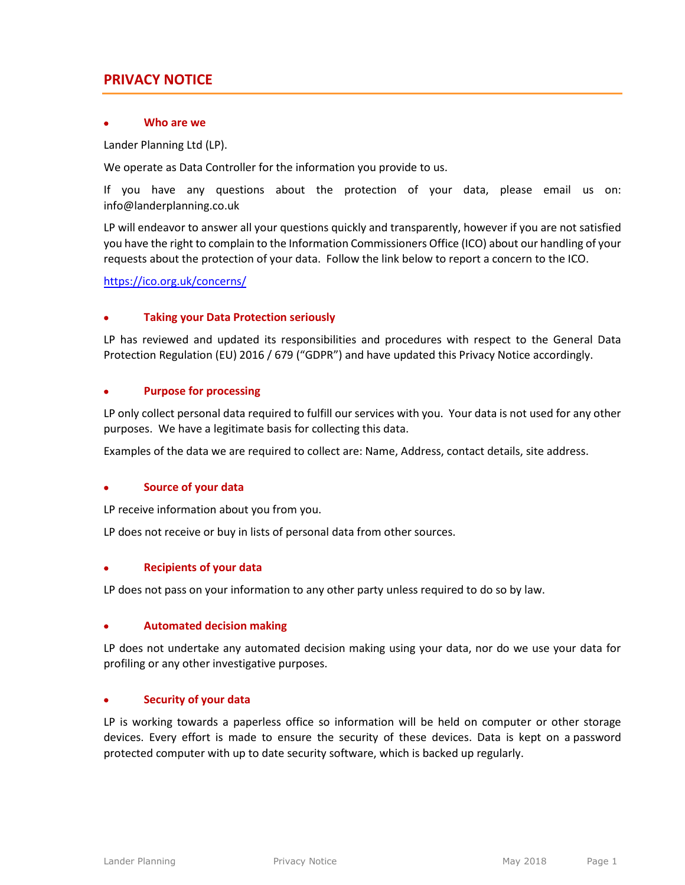# PRIVACY NOTICE

- ## Who are we

Lander Planning Ltd (LP).

We operate as Data Controller for the information you provide to us.

If you have any questions about the protection of your data, please email us on: info@landerplanning.co.uk

LP will endeavor to answer all your questions quickly and transparently, however if you are not satisfied you have the right to complain to the Information Commissioners Office (ICO) about our handling of your requests about the protection of your data. Follow the link below to report a concern to the ICO.

https://ico.org.uk/concerns/

- ## Taking your Data Protection seriously

LP has reviewed and updated its responsibilities and procedures with respect to the General Data Protection Regulation (EU) 2016 / 679 ("GDPR") and have updated this Privacy Notice accordingly.

- ## Purpose for processing

LP only collect personal data required to fulfill our services with you. Your data is not used for any other purposes. We have a legitimate basis for collecting this data.

Examples of the data we are required to collect are: Name, Address, contact details, site address.

- ## Source of your data

LP receive information about you from you.

LP does not receive or buy in lists of personal data from other sources.

- ## Recipients of your data

LP does not pass on your information to any other party unless required to do so by law.

- ## Automated decision making

LP does not undertake any automated decision making using your data, nor do we use your data for profiling or any other investigative purposes.

- ## Security of your data

LP is working towards a paperless office so information will be held on computer or other storage devices. Every effort is made to ensure the security of these devices. Data is kept on a password protected computer with up to date security software, which is backed up regularly.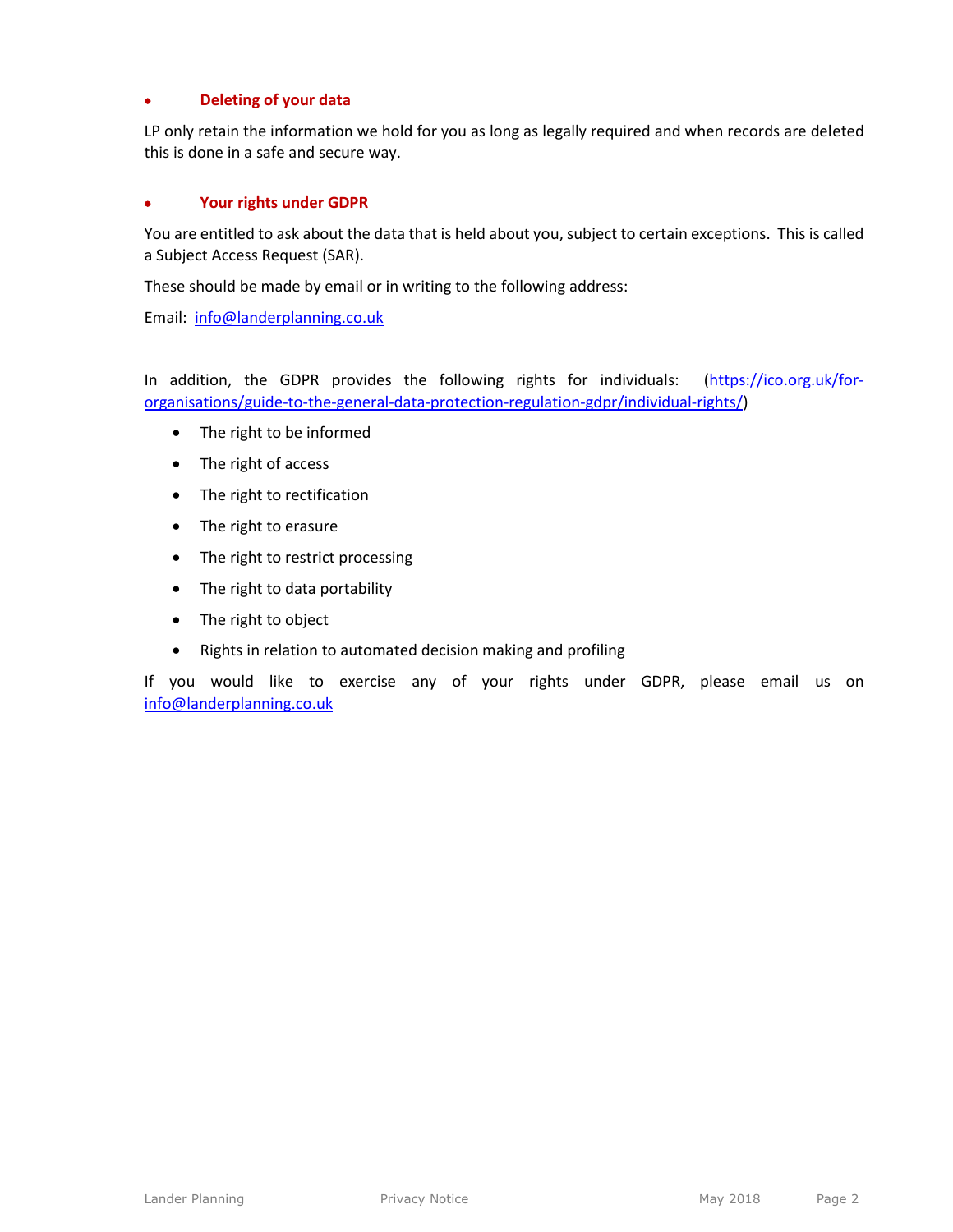- **Deleting of your data**

LP only retain the information we hold for you as long as legally required and when records are deleted this is done in a safe and secure way.

- **Your rights under GDPR**

You are entitled to ask about the data that is held about you, subject to certain exceptions. This is called a Subject Access Request (SAR).

These should be made by email or in writing to the following address:

Email: info@landerplanning.co.uk

In addition, the GDPR provides the following rights for individuals: (https://ico.org.uk/for-organisations/guide-to-the-general-data-protection-regulation-gdpr/individual-rights/)

- The right to be informed
- The right of access
- The right to rectification
- The right to erasure
- The right to restrict processing
- The right to data portability
- The right to object
- Rights in relation to automated decision making and profiling

If you would like to exercise any of your rights under GDPR, please email us on info@landerplanning.co.uk